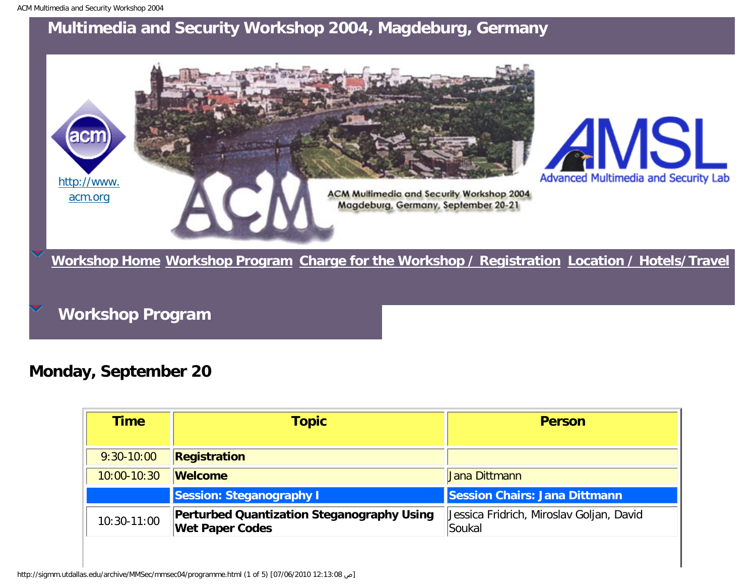# Multimedia and Security Workshop 2004, Magdeburg, Germany

http://www.acm.org

[Workshop Home](#) [Workshop Program](#) [Charge for the Workshop / Registration](#) [Location / Hotels/Travel](#)

## Workshop Program

## Monday, September 20

| Time | Topic | Person |
|---|---|---|
| 9:30-10:00 | **Registration** | |
| 10:00-10:30 | **Welcome** | Jana Dittmann |
| | **Session: Steganography I** | **Session Chairs: Jana Dittmann** |
| 10:30-11:00 | **Perturbed Quantization Steganography Using Wet Paper Codes** | Jessica Fridrich, Miroslav Goljan, David Soukal |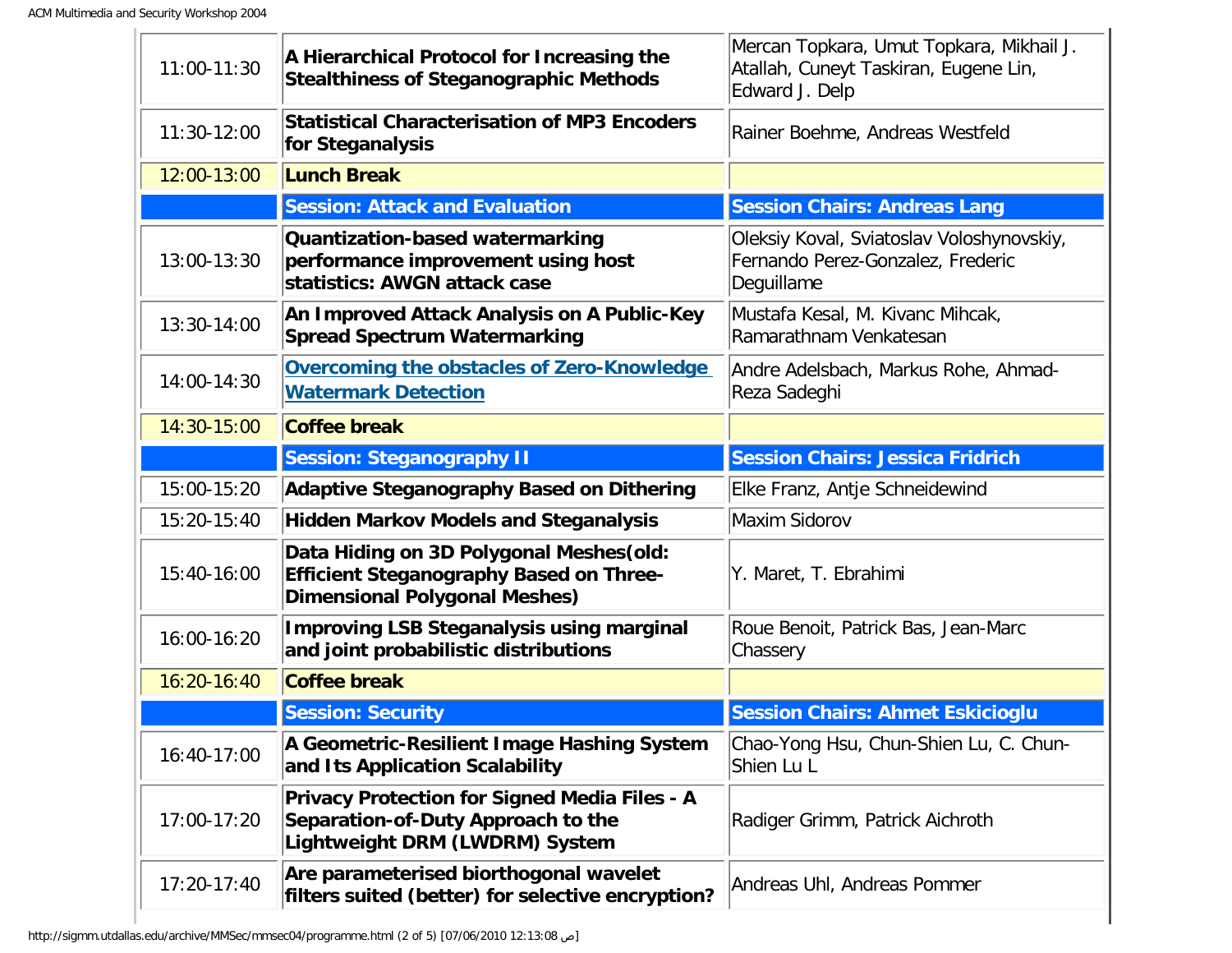| | | |
|---|---|---|
| 11:00-11:30 | **A Hierarchical Protocol for Increasing the Stealthiness of Steganographic Methods** | Mercan Topkara, Umut Topkara, Mikhail J. Atallah, Cuneyt Taskiran, Eugene Lin, Edward J. Delp |
| 11:30-12:00 | **Statistical Characterisation of MP3 Encoders for Steganalysis** | Rainer Boehme, Andreas Westfeld |
| 12:00-13:00 | **Lunch Break** | |
| | **Session: Attack and Evaluation** | **Session Chairs: Andreas Lang** |
| 13:00-13:30 | **Quantization-based watermarking performance improvement using host statistics: AWGN attack case** | Oleksiy Koval, Sviatoslav Voloshynovskiy, Fernando Perez-Gonzalez, Frederic Deguillame |
| 13:30-14:00 | **An Improved Attack Analysis on A Public-Key Spread Spectrum Watermarking** | Mustafa Kesal, M. Kivanc Mihcak, Ramarathnam Venkatesan |
| 14:00-14:30 | **Overcoming the obstacles of Zero-Knowledge Watermark Detection** | Andre Adelsbach, Markus Rohe, Ahmad-Reza Sadeghi |
| 14:30-15:00 | **Coffee break** | |
| | **Session: Steganography II** | **Session Chairs: Jessica Fridrich** |
| 15:00-15:20 | **Adaptive Steganography Based on Dithering** | Elke Franz, Antje Schneidewind |
| 15:20-15:40 | **Hidden Markov Models and Steganalysis** | Maxim Sidorov |
| 15:40-16:00 | **Data Hiding on 3D Polygonal Meshes(old: Efficient Steganography Based on Three-Dimensional Polygonal Meshes)** | Y. Maret, T. Ebrahimi |
| 16:00-16:20 | **Improving LSB Steganalysis using marginal and joint probabilistic distributions** | Roue Benoit, Patrick Bas, Jean-Marc Chassery |
| 16:20-16:40 | **Coffee break** | |
| | **Session: Security** | **Session Chairs: Ahmet Eskicioglu** |
| 16:40-17:00 | **A Geometric-Resilient Image Hashing System and Its Application Scalability** | Chao-Yong Hsu, Chun-Shien Lu, C. Chun-Shien Lu L |
| 17:00-17:20 | **Privacy Protection for Signed Media Files - A Separation-of-Duty Approach to the Lightweight DRM (LWDRM) System** | Radiger Grimm, Patrick Aichroth |
| 17:20-17:40 | **Are parameterised biorthogonal wavelet filters suited (better) for selective encryption?** | Andreas Uhl, Andreas Pommer |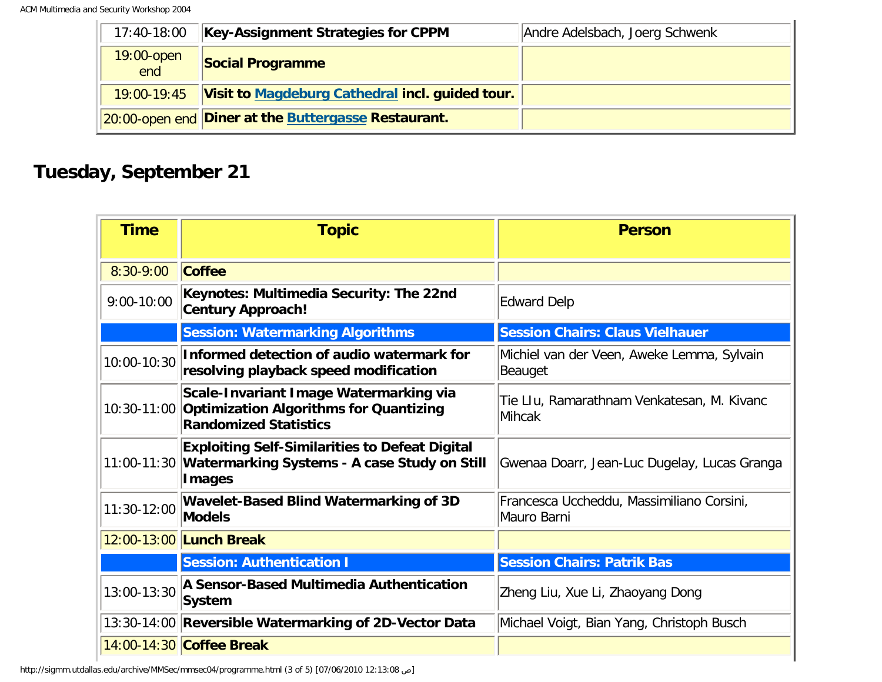| 17:40-18:00 | **Key-Assignment Strategies for CPPM** | Andre Adelsbach, Joerg Schwenk |
|---|---|---|
| 19:00-open end | **Social Programme** | |
| 19:00-19:45 | **Visit to Magdeburg Cathedral incl. guided tour.** | |
| 20:00-open end | **Diner at the Buttergasse Restaurant.** | |

## Tuesday, September 21

| Time | Topic | Person |
|---|---|---|
| 8:30-9:00 | **Coffee** | |
| 9:00-10:00 | **Keynotes: Multimedia Security: The 22nd Century Approach!** | Edward Delp |
| | **Session: Watermarking Algorithms** | **Session Chairs: Claus Vielhauer** |
| 10:00-10:30 | **Informed detection of audio watermark for resolving playback speed modification** | Michiel van der Veen, Aweke Lemma, Sylvain Beauget |
| 10:30-11:00 | **Scale-Invariant Image Watermarking via Optimization Algorithms for Quantizing Randomized Statistics** | Tie LIu, Ramarathnam Venkatesan, M. Kivanc Mihcak |
| 11:00-11:30 | **Exploiting Self-Similarities to Defeat Digital Watermarking Systems - A case Study on Still Images** | Gwenaa Doarr, Jean-Luc Dugelay, Lucas Granga |
| 11:30-12:00 | **Wavelet-Based Blind Watermarking of 3D Models** | Francesca Uccheddu, Massimiliano Corsini, Mauro Barni |
| 12:00-13:00 | **Lunch Break** | |
| | **Session: Authentication I** | **Session Chairs: Patrik Bas** |
| 13:00-13:30 | **A Sensor-Based Multimedia Authentication System** | Zheng Liu, Xue Li, Zhaoyang Dong |
| 13:30-14:00 | **Reversible Watermarking of 2D-Vector Data** | Michael Voigt, Bian Yang, Christoph Busch |
| 14:00-14:30 | **Coffee Break** | |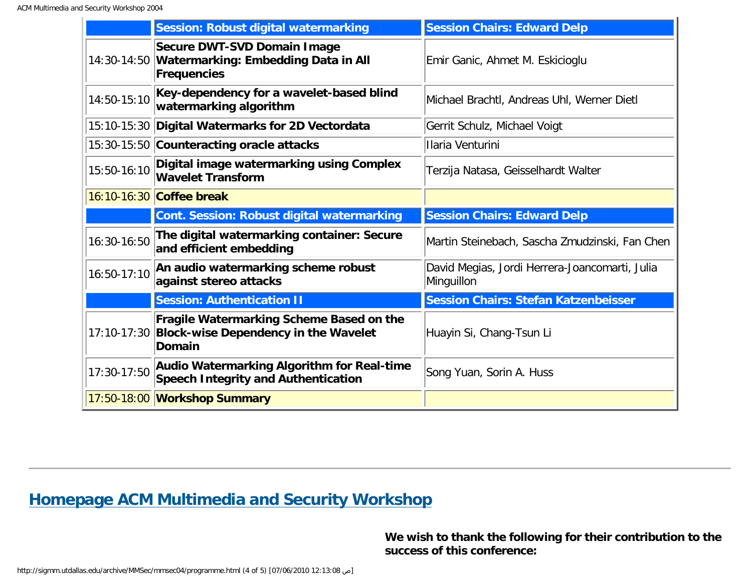| | **Session: Robust digital watermarking** | **Session Chairs: Edward Delp** |
|---|---|---|
| 14:30-14:50 | **Secure DWT-SVD Domain Image Watermarking: Embedding Data in All Frequencies** | Emir Ganic, Ahmet M. Eskicioglu |
| 14:50-15:10 | **Key-dependency for a wavelet-based blind watermarking algorithm** | Michael Brachtl, Andreas Uhl, Werner Dietl |
| 15:10-15:30 | **Digital Watermarks for 2D Vectordata** | Gerrit Schulz, Michael Voigt |
| 15:30-15:50 | **Counteracting oracle attacks** | Ilaria Venturini |
| 15:50-16:10 | **Digital image watermarking using Complex Wavelet Transform** | Terzija Natasa, Geisselhardt Walter |
| 16:10-16:30 | **Coffee break** | |
| | **Cont. Session: Robust digital watermarking** | **Session Chairs: Edward Delp** |
| 16:30-16:50 | **The digital watermarking container: Secure and efficient embedding** | Martin Steinebach, Sascha Zmudzinski, Fan Chen |
| 16:50-17:10 | **An audio watermarking scheme robust against stereo attacks** | David Megias, Jordi Herrera-Joancomarti, Julia Minguillon |
| | **Session: Authentication II** | **Session Chairs: Stefan Katzenbeisser** |
| 17:10-17:30 | **Fragile Watermarking Scheme Based on the Block-wise Dependency in the Wavelet Domain** | Huayin Si, Chang-Tsun Li |
| 17:30-17:50 | **Audio Watermarking Algorithm for Real-time Speech Integrity and Authentication** | Song Yuan, Sorin A. Huss |
| 17:50-18:00 | **Workshop Summary** | |

---

## Homepage ACM Multimedia and Security Workshop

**We wish to thank the following for their contribution to the success of this conference:**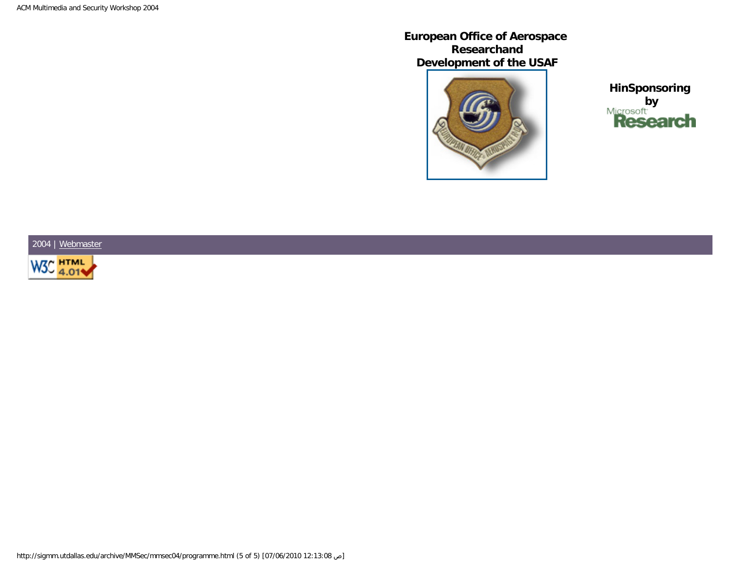**European Office of Aerospace Researchand Development of the USAF**

**HinSponsoring by**

2004 | Webmaster